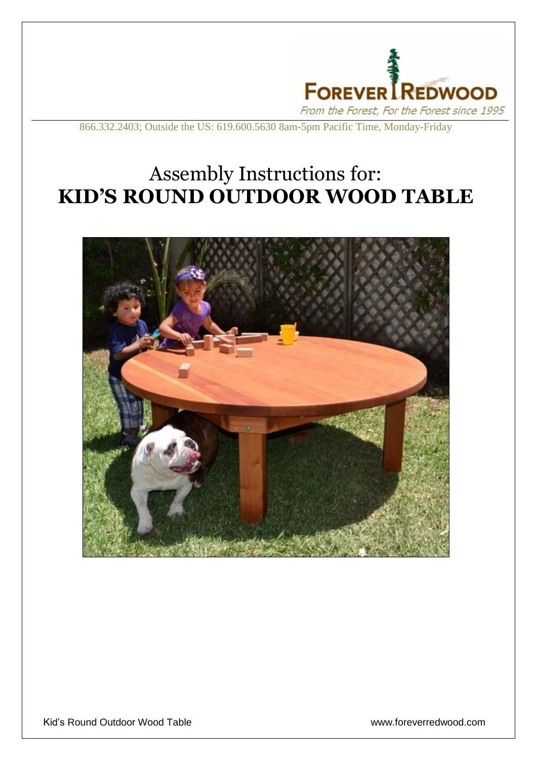FOREVER REDWOOD

*From the Forest, For the Forest since 1995*

866.332.2403; Outside the US: 619.600.5630 8am-5pm Pacific Time, Monday-Friday

# Assembly Instructions for:
# **KID'S ROUND OUTDOOR WOOD TABLE**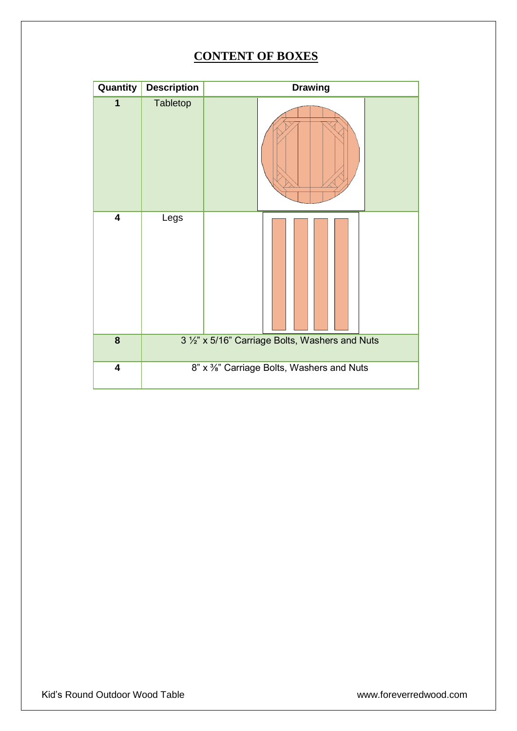## CONTENT OF BOXES

| Quantity | Description | Drawing |
|---|---|---|
| 1 | Tabletop | |
| 4 | Legs | |
| 8 | 3 ½" x 5/16" Carriage Bolts, Washers and Nuts | |
| 4 | 8" x ⅜" Carriage Bolts, Washers and Nuts | |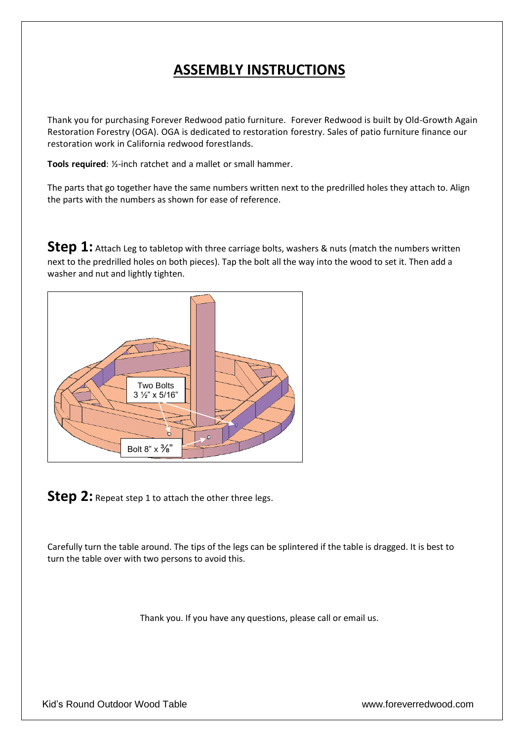# ASSEMBLY INSTRUCTIONS

Thank you for purchasing Forever Redwood patio furniture. Forever Redwood is built by Old-Growth Again Restoration Forestry (OGA). OGA is dedicated to restoration forestry. Sales of patio furniture finance our restoration work in California redwood forestlands.

**Tools required**: ½-inch ratchet and a mallet or small hammer.

The parts that go together have the same numbers written next to the predrilled holes they attach to. Align the parts with the numbers as shown for ease of reference.

**Step 1:** Attach Leg to tabletop with three carriage bolts, washers & nuts (match the numbers written next to the predrilled holes on both pieces). Tap the bolt all the way into the wood to set it. Then add a washer and nut and lightly tighten.

Two Bolts
3 ½" x 5/16"

Bolt 8" x ⅜"

**Step 2:** Repeat step 1 to attach the other three legs.

Carefully turn the table around. The tips of the legs can be splintered if the table is dragged. It is best to turn the table over with two persons to avoid this.

Thank you. If you have any questions, please call or email us.